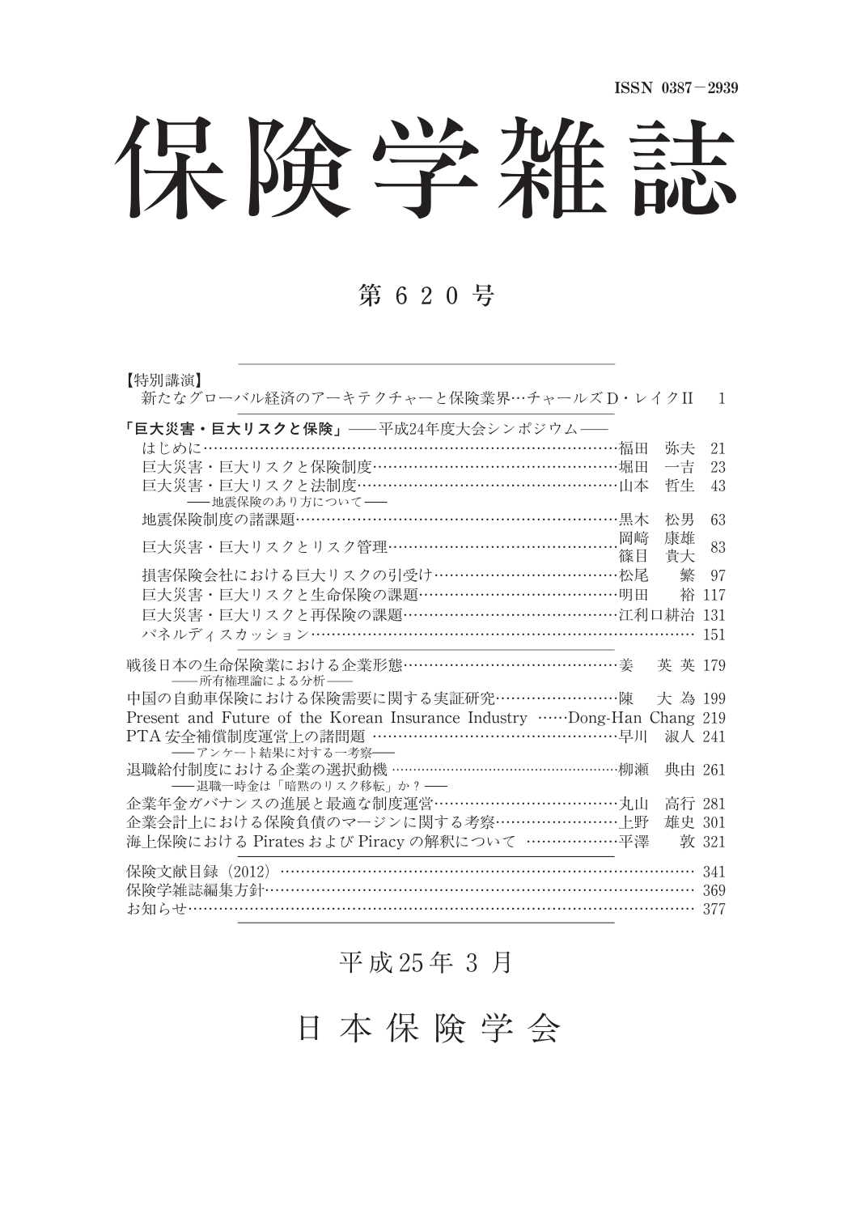ISSN 0387－2939

# 保険学雑誌

## 第 6 2 0 号

【特別講演】

新たなグローバル経済のアーキテクチャーと保険業界…チャールズ D・レイク II　1

**「巨大災害・巨大リスクと保険」**――平成24年度大会シンポジウム――

はじめに……………………………………………………………………福田　弥夫　21

巨大災害・巨大リスクと保険制度…………………………………………堀田　一吉　23

巨大災害・巨大リスクと法制度……………………………………………山本　哲生　43

――地震保険のあり方について――

地震保険制度の諸課題………………………………………………………黒木　松男　63

巨大災害・巨大リスクとリスク管理………………………………………岡﨑　康雄
篠目　貴大　83

損害保険会社における巨大リスクの引受け………………………………松尾　繁　97

巨大災害・巨大リスクと生命保険の課題…………………………………明田　裕　117

巨大災害・巨大リスクと再保険の課題……………………………………江利口耕治　131

パネルディスカッション……………………………………………………………… 151

戦後日本の生命保険業における企業形態…………………………………姜　英英　179

――所有権理論による分析――

中国の自動車保険における保険需要に関する実証研究…………………陳　大為　199

Present and Future of the Korean Insurance Industry ……Dong-Han Chang　219

PTA 安全補償制度運営上の諸問題 ………………………………………早川　淑人　241

――アンケート結果に対する一考察――

退職給付制度における企業の選択動機 ……………………………………柳瀬　典由　261

――退職一時金は「暗黙のリスク移転」か？――

企業年金ガバナンスの進展と最適な制度運営……………………………丸山　高行　281

企業会計上における保険負債のマージンに関する考察……………………上野　雄史　301

海上保険における Pirates および Piracy の解釈について ………………平澤　敦　321

保険文献目録（2012）…………………………………………………………………… 341

保険学雑誌編集方針……………………………………………………………………… 369

お知らせ…………………………………………………………………………………… 377

平成25年 3 月

日 本 保 険 学 会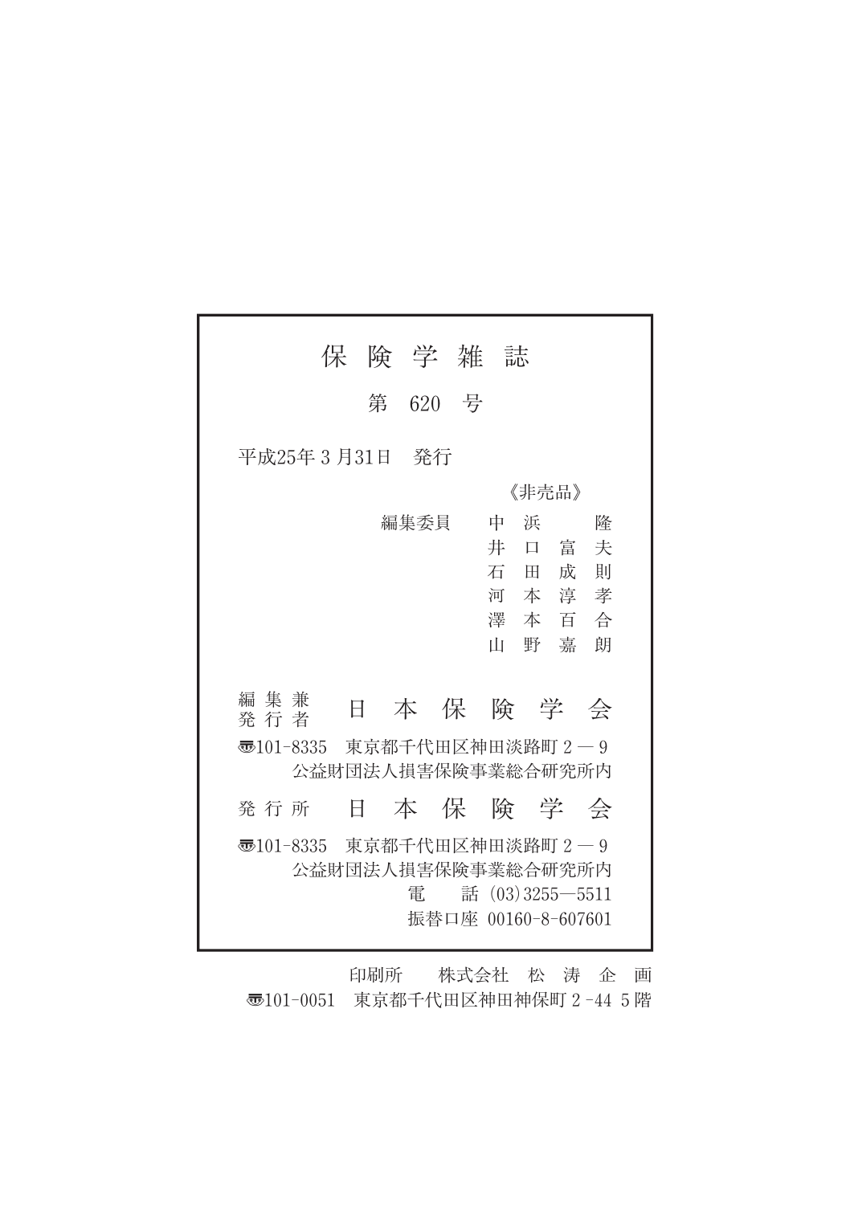# 保険学雑誌

## 第 620 号

平成25年３月31日　発行

《非売品》

編集委員　中浜　隆
　　　　　井口富夫
　　　　　石田成則
　　　　　河本淳孝
　　　　　澤本百合
　　　　　山野嘉朗

編集兼発行者　**日本保険学会**

〒101-8335　東京都千代田区神田淡路町２－９
公益財団法人損害保険事業総合研究所内

発行所　**日本保険学会**

〒101-8335　東京都千代田区神田淡路町２－９
公益財団法人損害保険事業総合研究所内
電　話（03）3255―5511
振替口座 00160-8-607601

印刷所　株式会社　松涛企画
〒101-0051　東京都千代田区神田神保町２-44 ５階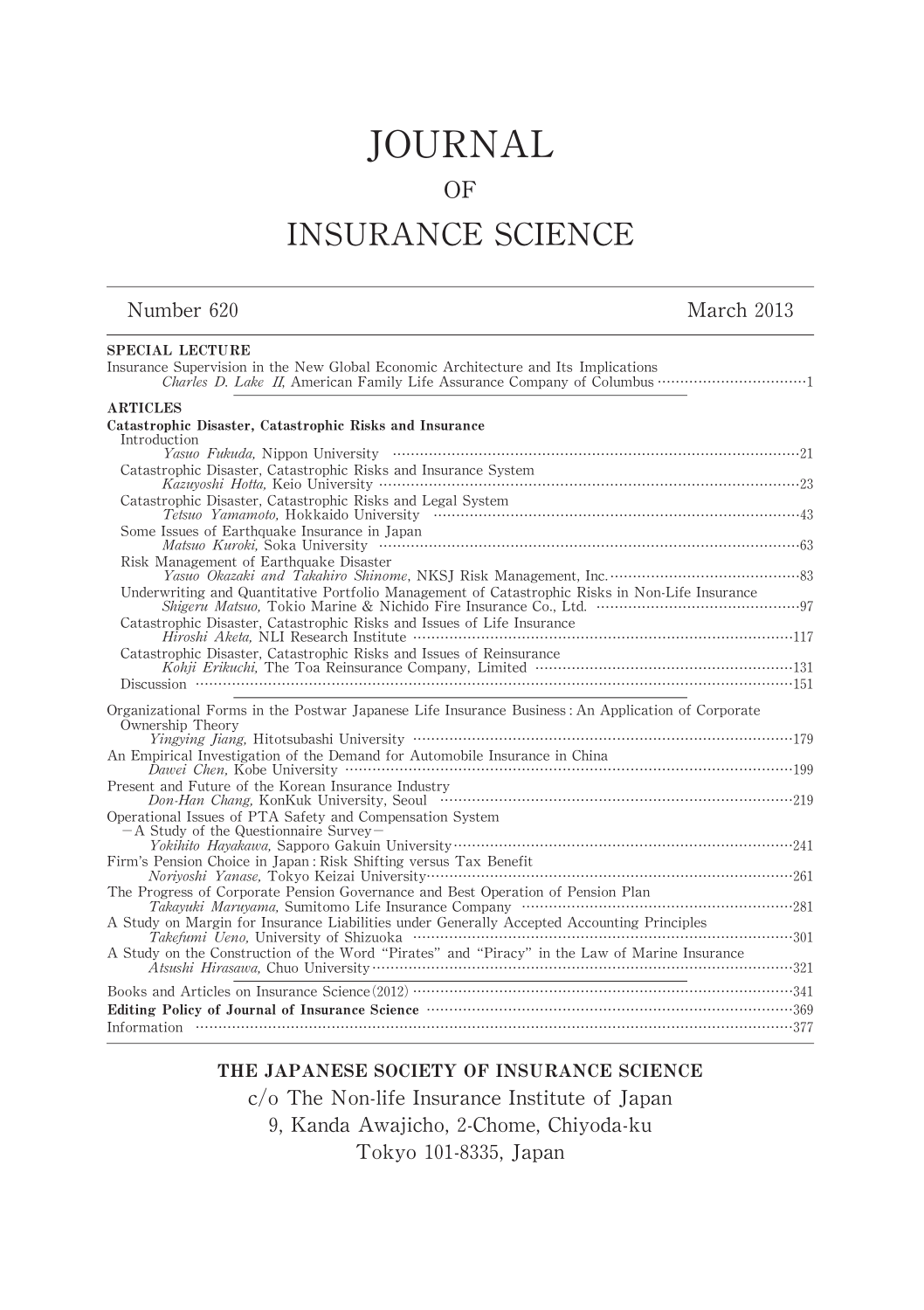# JOURNAL

OF

# INSURANCE SCIENCE

Number 620 March 2013

**SPECIAL LECTURE**

Insurance Supervision in the New Global Economic Architecture and Its Implications
*Charles D. Lake II,* American Family Life Assurance Company of Columbus ……1

**ARTICLES**

**Catastrophic Disaster, Catastrophic Risks and Insurance**

Introduction
*Yasuo Fukuda,* Nippon University ……21

Catastrophic Disaster, Catastrophic Risks and Insurance System
*Kazuyoshi Hotta,* Keio University ……23

Catastrophic Disaster, Catastrophic Risks and Legal System
*Tetsuo Yamamoto,* Hokkaido University ……43

Some Issues of Earthquake Insurance in Japan
*Matsuo Kuroki,* Soka University ……63

Risk Management of Earthquake Disaster
*Yasuo Okazaki and Takahiro Shinome,* NKSJ Risk Management, Inc. ……83

Underwriting and Quantitative Portfolio Management of Catastrophic Risks in Non-Life Insurance
*Shigeru Matsuo,* Tokio Marine & Nichido Fire Insurance Co., Ltd. ……97

Catastrophic Disaster, Catastrophic Risks and Issues of Life Insurance
*Hiroshi Aketa,* NLI Research Institute ……117

Catastrophic Disaster, Catastrophic Risks and Issues of Reinsurance
*Kohji Erikuchi,* The Toa Reinsurance Company, Limited ……131

Discussion ……151

Organizational Forms in the Postwar Japanese Life Insurance Business : An Application of Corporate Ownership Theory
*Yingying Jiang,* Hitotsubashi University ……179

An Empirical Investigation of the Demand for Automobile Insurance in China
*Dawei Chen,* Kobe University ……199

Present and Future of the Korean Insurance Industry
*Don-Han Chang,* KonKuk University, Seoul ……219

Operational Issues of PTA Safety and Compensation System
－A Study of the Questionnaire Survey－
*Yokihito Hayakawa,* Sapporo Gakuin University ……241

Firm's Pension Choice in Japan : Risk Shifting versus Tax Benefit
*Noriyoshi Yanase,* Tokyo Keizai University ……261

The Progress of Corporate Pension Governance and Best Operation of Pension Plan
*Takayuki Maruyama,* Sumitomo Life Insurance Company ……281

A Study on Margin for Insurance Liabilities under Generally Accepted Accounting Principles
*Takefumi Ueno,* University of Shizuoka ……301

A Study on the Construction of the Word "Pirates" and "Piracy" in the Law of Marine Insurance
*Atsushi Hirasawa,* Chuo University ……321

Books and Articles on Insurance Science (2012) ……341

**Editing Policy of Journal of Insurance Science** ……369

Information ……377

**THE JAPANESE SOCIETY OF INSURANCE SCIENCE**

c/o The Non-life Insurance Institute of Japan
9, Kanda Awajicho, 2-Chome, Chiyoda-ku
Tokyo 101-8335, Japan